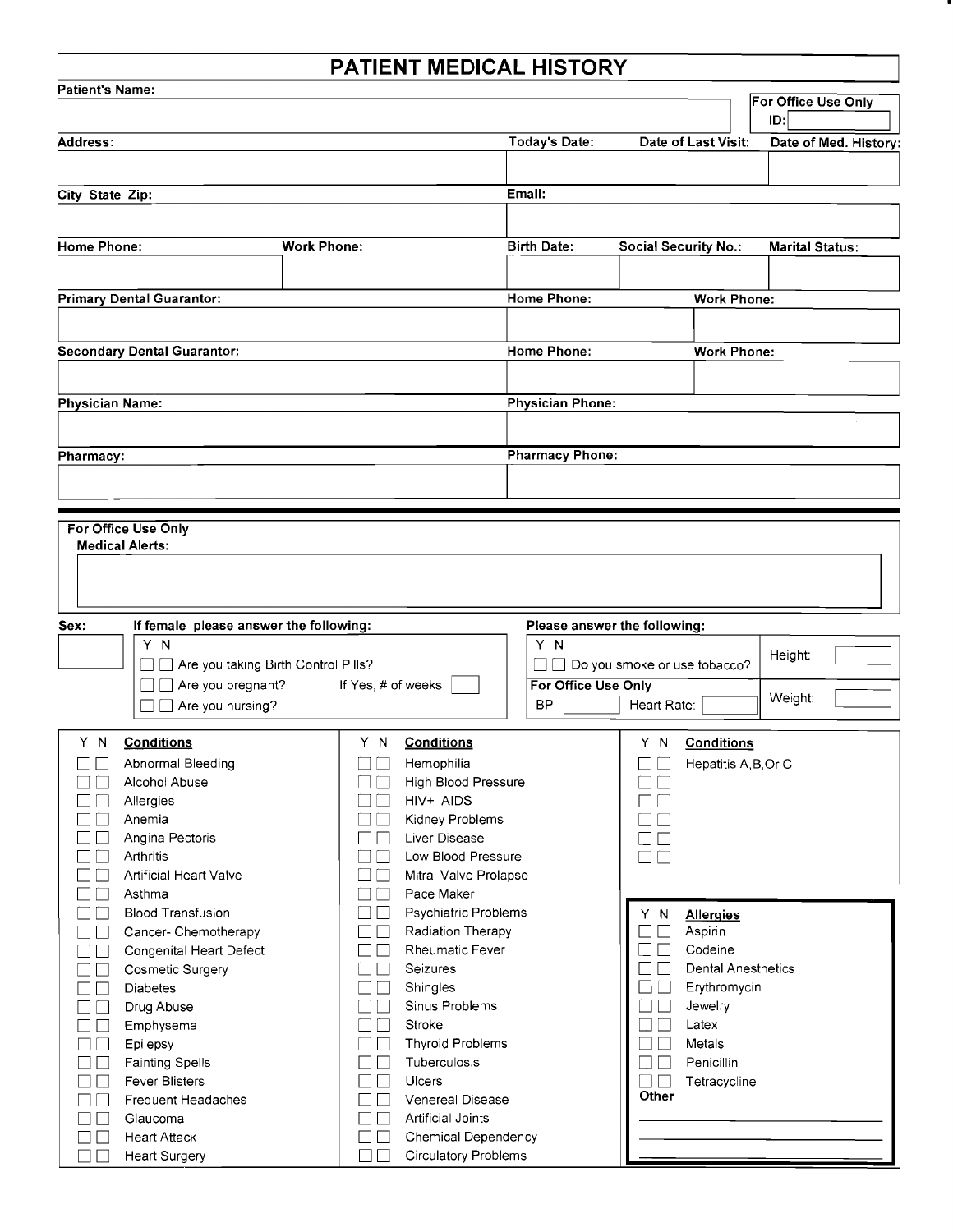# PATIENT MEDICAL HISTORY

| Patient's Name: | | | For Office Use Only ID: |
|---|---|---|---|
| | | | |

| Address: | Today's Date: | Date of Last Visit: | Date of Med. History: |
|---|---|---|---|
| | | | |

| City State Zip: | Email: |
|---|---|
| | |

| Home Phone: | Work Phone: | Birth Date: | Social Security No.: | Marital Status: |
|---|---|---|---|---|
| | | | | |

| Primary Dental Guarantor: | Home Phone: | Work Phone: |
|---|---|---|
| | | |

| Secondary Dental Guarantor: | Home Phone: | Work Phone: |
|---|---|---|
| | | |

| Physician Name: | Physician Phone: |
|---|---|
| | |

| Pharmacy: | Pharmacy Phone: |
|---|---|
| | |

**For Office Use Only**
**Medical Alerts:**

**Sex:**

**If female please answer the following:**

| Y | N | |
|---|---|---|
| ☐ | ☐ | Are you taking Birth Control Pills? |
| ☐ | ☐ | Are you pregnant? If Yes, # of weeks ___ |
| ☐ | ☐ | Are you nursing? |

**Please answer the following:**

| Y | N | |
|---|---|---|
| ☐ | ☐ | Do you smoke or use tobacco? |

**For Office Use Only**
BP ___ Heart Rate: ___

Height: ___
Weight: ___

| Y | N | Conditions | Y | N | Conditions | Y | N | Conditions |
|---|---|---|---|---|---|---|---|---|
| ☐ | ☐ | Abnormal Bleeding | ☐ | ☐ | Hemophilia | ☐ | ☐ | Hepatitis A,B,Or C |
| ☐ | ☐ | Alcohol Abuse | ☐ | ☐ | High Blood Pressure | ☐ | ☐ | |
| ☐ | ☐ | Allergies | ☐ | ☐ | HIV+ AIDS | ☐ | ☐ | |
| ☐ | ☐ | Anemia | ☐ | ☐ | Kidney Problems | ☐ | ☐ | |
| ☐ | ☐ | Angina Pectoris | ☐ | ☐ | Liver Disease | ☐ | ☐ | |
| ☐ | ☐ | Arthritis | ☐ | ☐ | Low Blood Pressure | ☐ | ☐ | |
| ☐ | ☐ | Artificial Heart Valve | ☐ | ☐ | Mitral Valve Prolapse | | | |
| ☐ | ☐ | Asthma | ☐ | ☐ | Pace Maker | | | |
| ☐ | ☐ | Blood Transfusion | ☐ | ☐ | Psychiatric Problems | | | |
| ☐ | ☐ | Cancer- Chemotherapy | ☐ | ☐ | Radiation Therapy | | | |
| ☐ | ☐ | Congenital Heart Defect | ☐ | ☐ | Rheumatic Fever | | | |
| ☐ | ☐ | Cosmetic Surgery | ☐ | ☐ | Seizures | | | |
| ☐ | ☐ | Diabetes | ☐ | ☐ | Shingles | | | |
| ☐ | ☐ | Drug Abuse | ☐ | ☐ | Sinus Problems | | | |
| ☐ | ☐ | Emphysema | ☐ | ☐ | Stroke | | | |
| ☐ | ☐ | Epilepsy | ☐ | ☐ | Thyroid Problems | | | |
| ☐ | ☐ | Fainting Spells | ☐ | ☐ | Tuberculosis | | | |
| ☐ | ☐ | Fever Blisters | ☐ | ☐ | Ulcers | | | |
| ☐ | ☐ | Frequent Headaches | ☐ | ☐ | Venereal Disease | | | |
| ☐ | ☐ | Glaucoma | ☐ | ☐ | Artificial Joints | | | |
| ☐ | ☐ | Heart Attack | ☐ | ☐ | Chemical Dependency | | | |
| ☐ | ☐ | Heart Surgery | ☐ | ☐ | Circulatory Problems | | | |

| Y | N | Allergies |
|---|---|---|
| ☐ | ☐ | Aspirin |
| ☐ | ☐ | Codeine |
| ☐ | ☐ | Dental Anesthetics |
| ☐ | ☐ | Erythromycin |
| ☐ | ☐ | Jewelry |
| ☐ | ☐ | Latex |
| ☐ | ☐ | Metals |
| ☐ | ☐ | Penicillin |
| ☐ | ☐ | Tetracycline |

**Other**

_______________________________

_______________________________

_______________________________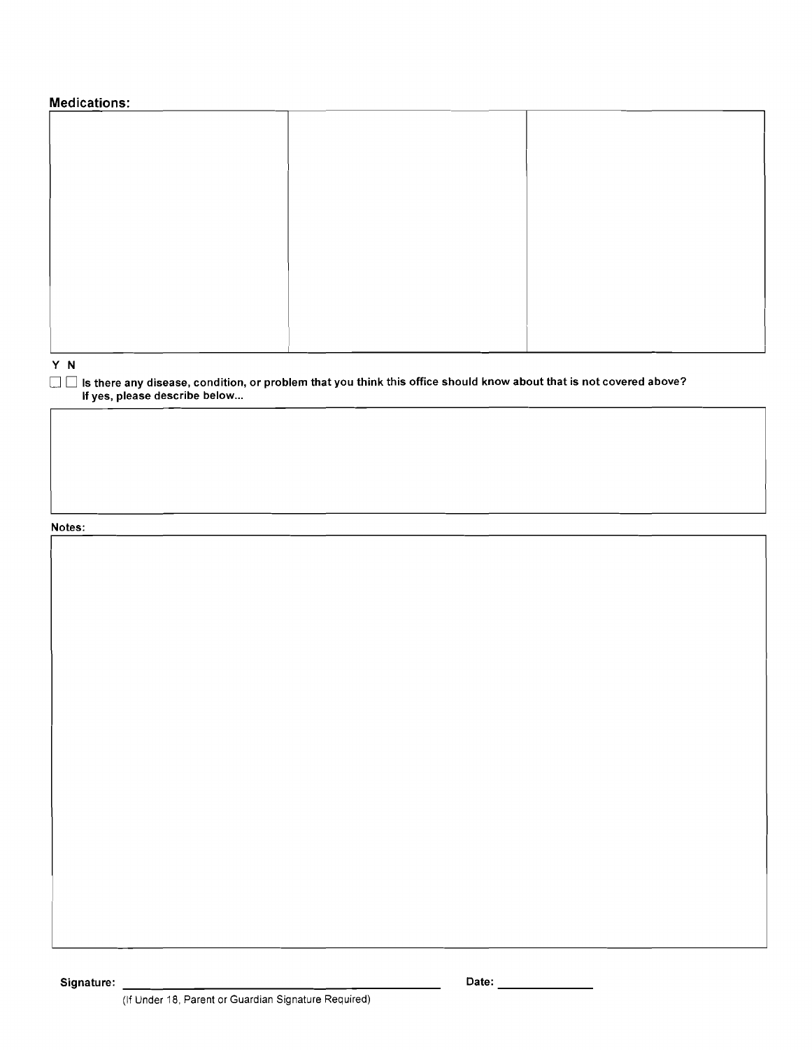**Medications:**

| | | |
|---|---|---|
| | | |

**Y N**

☐ ☐ **Is there any disease, condition, or problem that you think this office should know about that is not covered above? If yes, please describe below...**

**Notes:**

**Signature:** ______________________________ **Date:** ______________

(If Under 18, Parent or Guardian Signature Required)